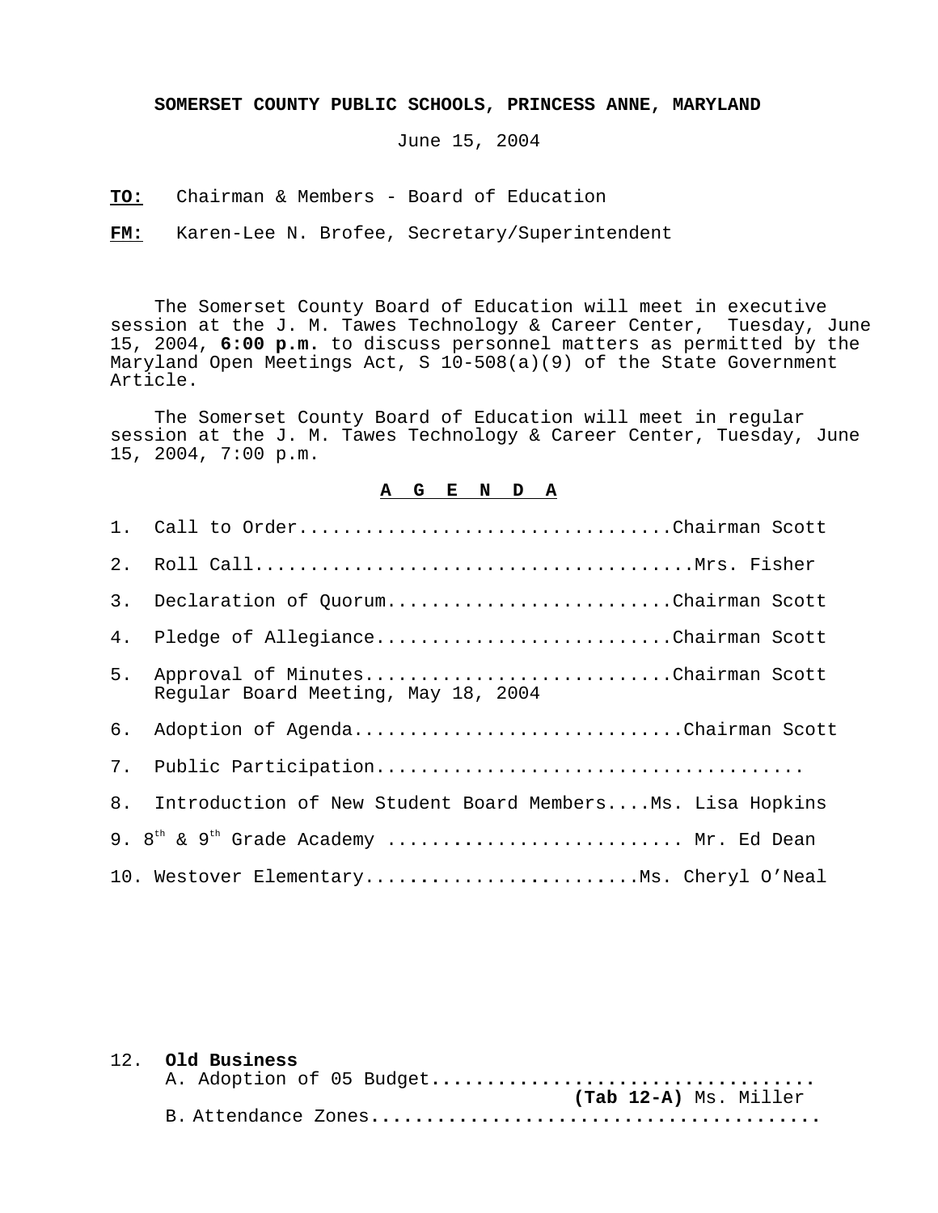**SOMERSET COUNTY PUBLIC SCHOOLS, PRINCESS ANNE, MARYLAND**

June 15, 2004

**TO:** Chairman & Members - Board of Education

**FM:** Karen-Lee N. Brofee, Secretary/Superintendent

The Somerset County Board of Education will meet in executive session at the J. M. Tawes Technology & Career Center, Tuesday, June 15, 2004, **6:00 p.m.** to discuss personnel matters as permitted by the Maryland Open Meetings Act, S 10-508(a)(9) of the State Government Article.

The Somerset County Board of Education will meet in regular session at the J. M. Tawes Technology & Career Center, Tuesday, June 15, 2004, 7:00 p.m.

**A G E N D A**

1. Call to Order..................................Chairman Scott
2. Roll Call........................................Mrs. Fisher
3. Declaration of Quorum..........................Chairman Scott
4. Pledge of Allegiance...........................Chairman Scott
5. Approval of Minutes............................Chairman Scott
   Regular Board Meeting, May 18, 2004
6. Adoption of Agenda.............................Chairman Scott
7. Public Participation.......................................
8. Introduction of New Student Board Members....Ms. Lisa Hopkins
9. 8th & 9th Grade Academy .......................... Mr. Ed Dean
10. Westover Elementary.........................Ms. Cheryl O'Neal

12. **Old Business**
    A. Adoption of 05 Budget..................................
    **(Tab 12-A)** Ms. Miller
    B. Attendance Zones........................................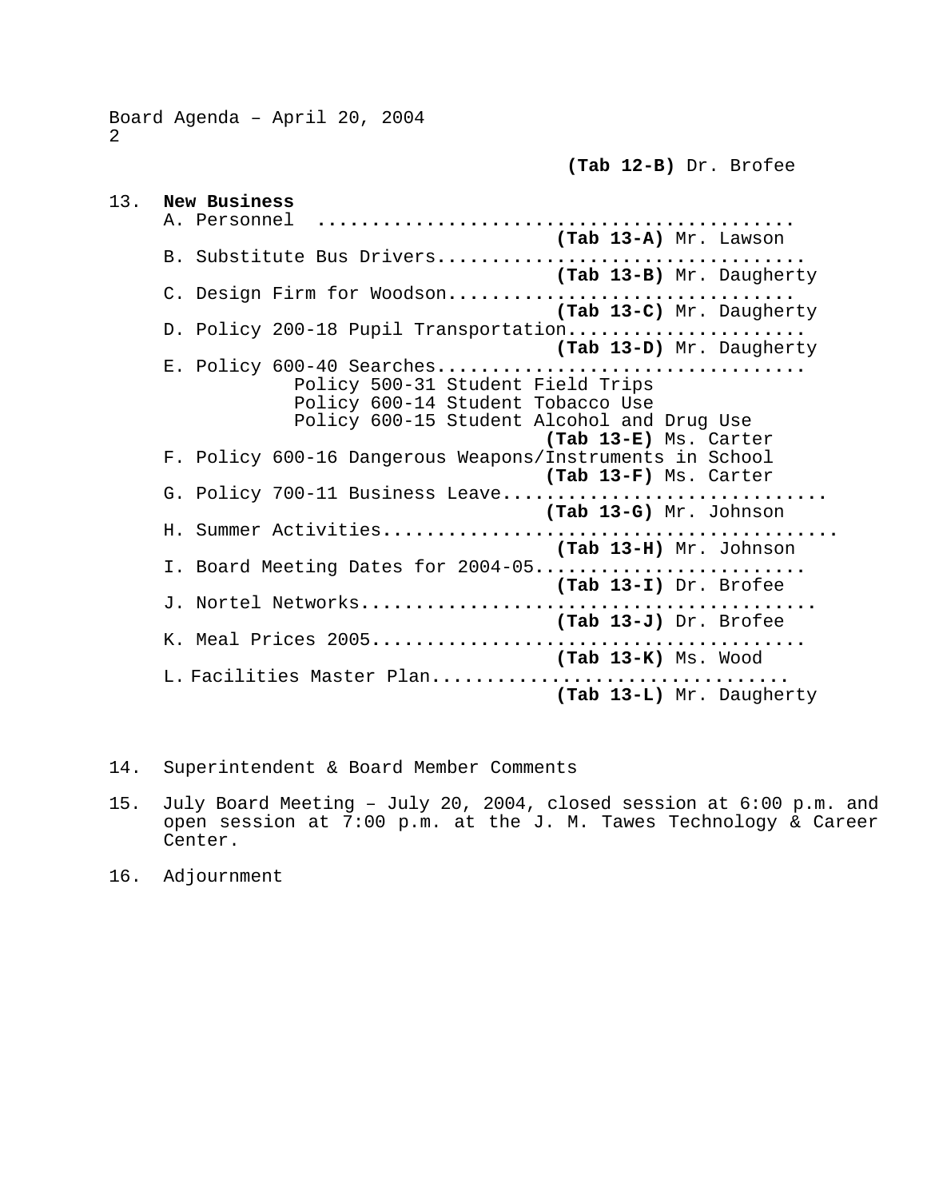**(Tab 12-B)** Dr. Brofee

13. **New Business**
    - A. Personnel ............................................ **(Tab 13-A)** Mr. Lawson
    - B. Substitute Bus Drivers................................ **(Tab 13-B)** Mr. Daugherty
    - C. Design Firm for Woodson............................... **(Tab 13-C)** Mr. Daugherty
    - D. Policy 200-18 Pupil Transportation.................... **(Tab 13-D)** Mr. Daugherty
    - E. Policy 600-40 Searches................................
      - Policy 500-31 Student Field Trips
      - Policy 600-14 Student Tobacco Use
      - Policy 600-15 Student Alcohol and Drug Use **(Tab 13-E)** Ms. Carter
    - F. Policy 600-16 Dangerous Weapons/Instruments in School **(Tab 13-F)** Ms. Carter
    - G. Policy 700-11 Business Leave............................ **(Tab 13-G)** Mr. Johnson
    - H. Summer Activities........................................ **(Tab 13-H)** Mr. Johnson
    - I. Board Meeting Dates for 2004-05........................ **(Tab 13-I)** Dr. Brofee
    - J. Nortel Networks......................................... **(Tab 13-J)** Dr. Brofee
    - K. Meal Prices 2005........................................ **(Tab 13-K)** Ms. Wood
    - L. Facilities Master Plan................................ **(Tab 13-L)** Mr. Daugherty

14. Superintendent & Board Member Comments

15. July Board Meeting – July 20, 2004, closed session at 6:00 p.m. and open session at 7:00 p.m. at the J. M. Tawes Technology & Career Center.

16. Adjournment